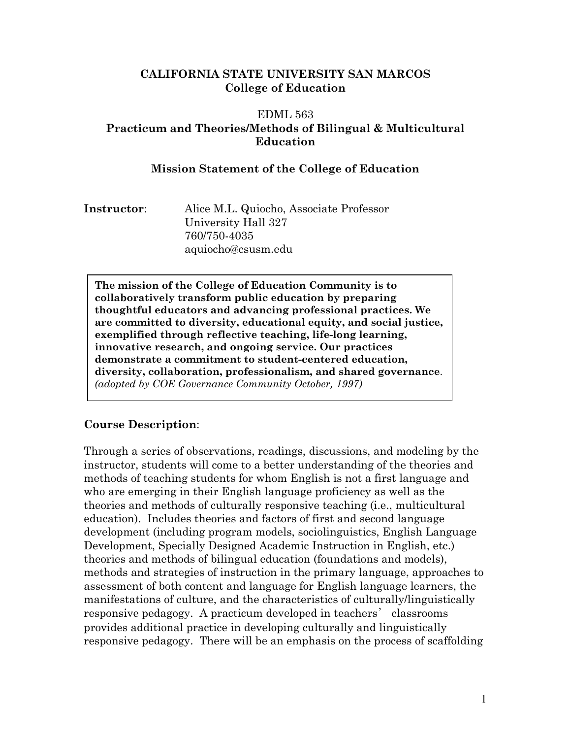# CALIFORNIA STATE UNIVERSITY SAN MARCOS
## College of Education

EDML 563

## Practicum and Theories/Methods of Bilingual & Multicultural Education

### Mission Statement of the College of Education

**Instructor**: Alice M.L. Quiocho, Associate Professor
University Hall 327
760/750-4035
aquiocho@csusm.edu

> **The mission of the College of Education Community is to collaboratively transform public education by preparing thoughtful educators and advancing professional practices. We are committed to diversity, educational equity, and social justice, exemplified through reflective teaching, life-long learning, innovative research, and ongoing service. Our practices demonstrate a commitment to student-centered education, diversity, collaboration, professionalism, and shared governance**.
> *(adopted by COE Governance Community October, 1997)*

### Course Description:

Through a series of observations, readings, discussions, and modeling by the instructor, students will come to a better understanding of the theories and methods of teaching students for whom English is not a first language and who are emerging in their English language proficiency as well as the theories and methods of culturally responsive teaching (i.e., multicultural education). Includes theories and factors of first and second language development (including program models, sociolinguistics, English Language Development, Specially Designed Academic Instruction in English, etc.) theories and methods of bilingual education (foundations and models), methods and strategies of instruction in the primary language, approaches to assessment of both content and language for English language learners, the manifestations of culture, and the characteristics of culturally/linguistically responsive pedagogy. A practicum developed in teachers' classrooms provides additional practice in developing culturally and linguistically responsive pedagogy. There will be an emphasis on the process of scaffolding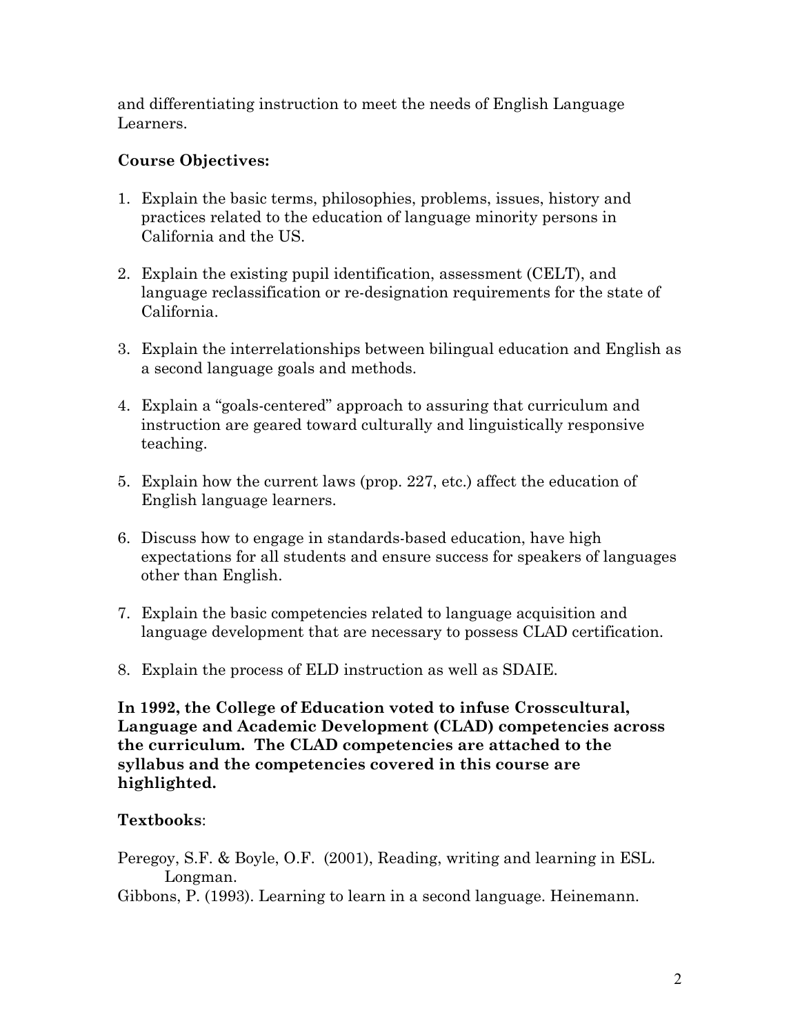and differentiating instruction to meet the needs of English Language Learners.

**Course Objectives:**

1. Explain the basic terms, philosophies, problems, issues, history and practices related to the education of language minority persons in California and the US.

2. Explain the existing pupil identification, assessment (CELT), and language reclassification or re-designation requirements for the state of California.

3. Explain the interrelationships between bilingual education and English as a second language goals and methods.

4. Explain a "goals-centered" approach to assuring that curriculum and instruction are geared toward culturally and linguistically responsive teaching.

5. Explain how the current laws (prop. 227, etc.) affect the education of English language learners.

6. Discuss how to engage in standards-based education, have high expectations for all students and ensure success for speakers of languages other than English.

7. Explain the basic competencies related to language acquisition and language development that are necessary to possess CLAD certification.

8. Explain the process of ELD instruction as well as SDAIE.

**In 1992, the College of Education voted to infuse Crosscultural, Language and Academic Development (CLAD) competencies across the curriculum. The CLAD competencies are attached to the syllabus and the competencies covered in this course are highlighted.**

**Textbooks**:

Peregoy, S.F. & Boyle, O.F. (2001), Reading, writing and learning in ESL. Longman.

Gibbons, P. (1993). Learning to learn in a second language. Heinemann.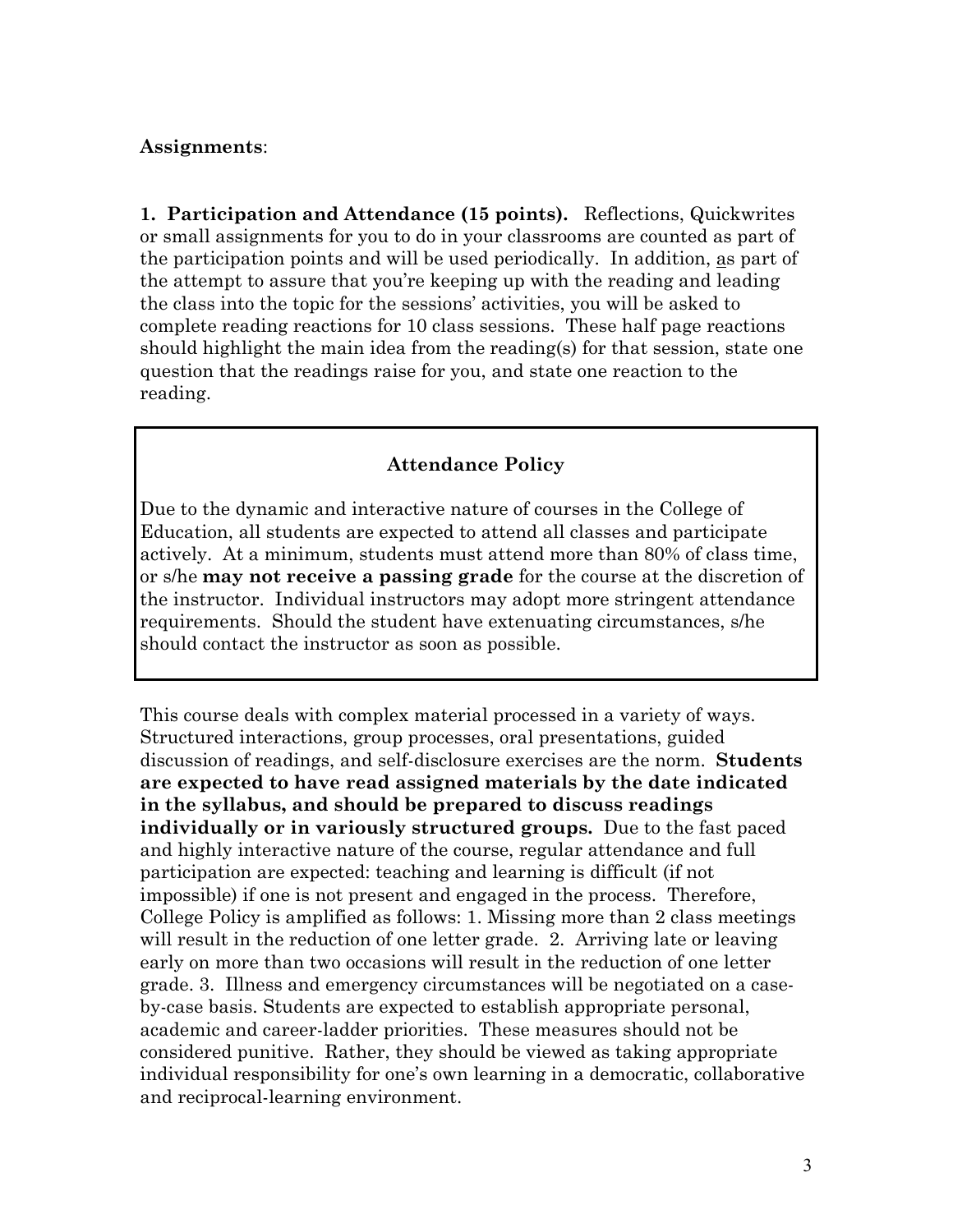**Assignments**:

**1. Participation and Attendance (15 points).** Reflections, Quickwrites or small assignments for you to do in your classrooms are counted as part of the participation points and will be used periodically. In addition, as part of the attempt to assure that you're keeping up with the reading and leading the class into the topic for the sessions' activities, you will be asked to complete reading reactions for 10 class sessions. These half page reactions should highlight the main idea from the reading(s) for that session, state one question that the readings raise for you, and state one reaction to the reading.

**Attendance Policy**

Due to the dynamic and interactive nature of courses in the College of Education, all students are expected to attend all classes and participate actively. At a minimum, students must attend more than 80% of class time, or s/he **may not receive a passing grade** for the course at the discretion of the instructor. Individual instructors may adopt more stringent attendance requirements. Should the student have extenuating circumstances, s/he should contact the instructor as soon as possible.

This course deals with complex material processed in a variety of ways. Structured interactions, group processes, oral presentations, guided discussion of readings, and self-disclosure exercises are the norm. **Students are expected to have read assigned materials by the date indicated in the syllabus, and should be prepared to discuss readings individually or in variously structured groups.** Due to the fast paced and highly interactive nature of the course, regular attendance and full participation are expected: teaching and learning is difficult (if not impossible) if one is not present and engaged in the process. Therefore, College Policy is amplified as follows: 1. Missing more than 2 class meetings will result in the reduction of one letter grade. 2. Arriving late or leaving early on more than two occasions will result in the reduction of one letter grade. 3. Illness and emergency circumstances will be negotiated on a case-by-case basis. Students are expected to establish appropriate personal, academic and career-ladder priorities. These measures should not be considered punitive. Rather, they should be viewed as taking appropriate individual responsibility for one's own learning in a democratic, collaborative and reciprocal-learning environment.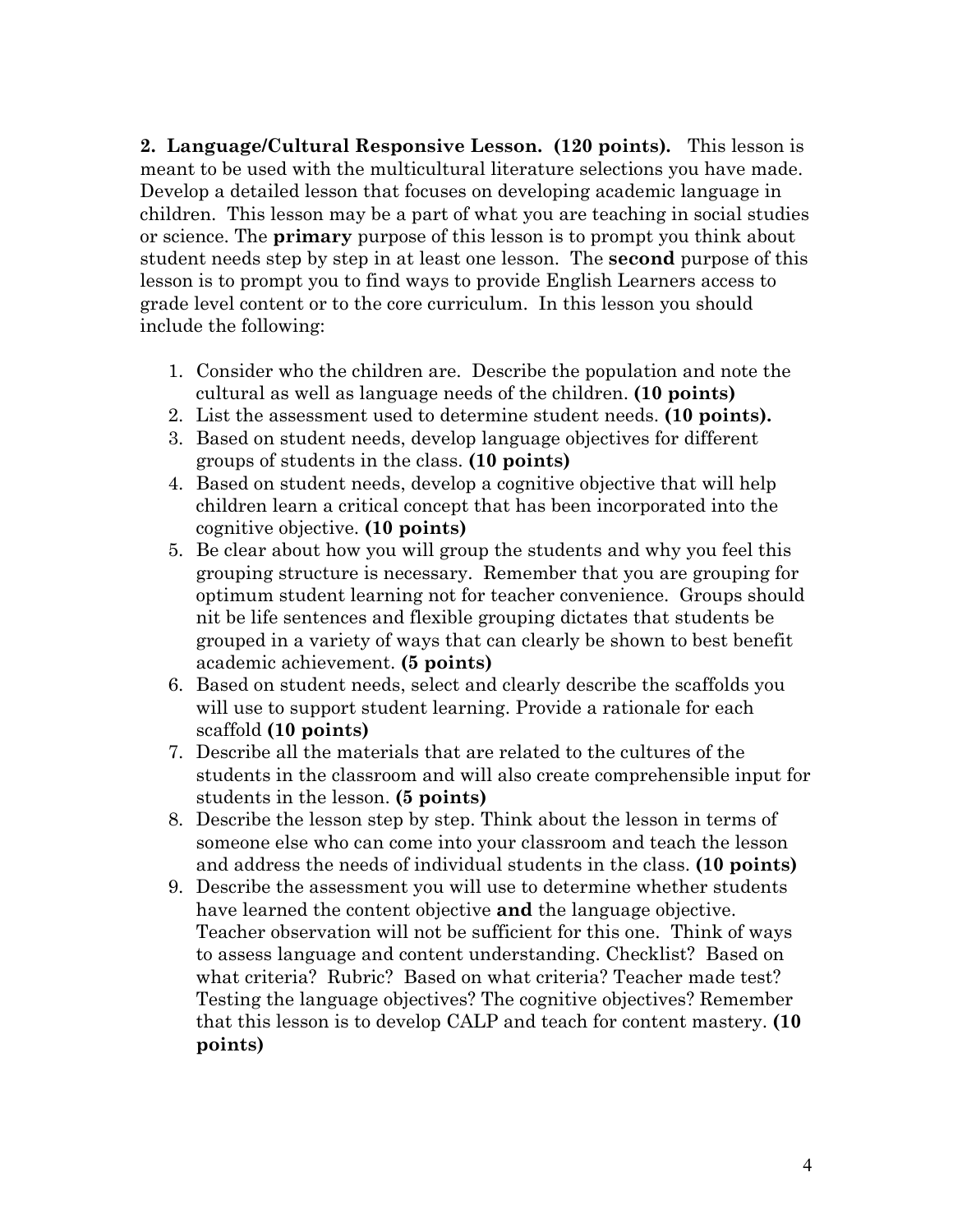**2. Language/Cultural Responsive Lesson. (120 points).** This lesson is meant to be used with the multicultural literature selections you have made. Develop a detailed lesson that focuses on developing academic language in children. This lesson may be a part of what you are teaching in social studies or science. The **primary** purpose of this lesson is to prompt you think about student needs step by step in at least one lesson. The **second** purpose of this lesson is to prompt you to find ways to provide English Learners access to grade level content or to the core curriculum. In this lesson you should include the following:

1. Consider who the children are. Describe the population and note the cultural as well as language needs of the children. **(10 points)**
2. List the assessment used to determine student needs. **(10 points).**
3. Based on student needs, develop language objectives for different groups of students in the class. **(10 points)**
4. Based on student needs, develop a cognitive objective that will help children learn a critical concept that has been incorporated into the cognitive objective. **(10 points)**
5. Be clear about how you will group the students and why you feel this grouping structure is necessary. Remember that you are grouping for optimum student learning not for teacher convenience. Groups should nit be life sentences and flexible grouping dictates that students be grouped in a variety of ways that can clearly be shown to best benefit academic achievement. **(5 points)**
6. Based on student needs, select and clearly describe the scaffolds you will use to support student learning. Provide a rationale for each scaffold **(10 points)**
7. Describe all the materials that are related to the cultures of the students in the classroom and will also create comprehensible input for students in the lesson. **(5 points)**
8. Describe the lesson step by step. Think about the lesson in terms of someone else who can come into your classroom and teach the lesson and address the needs of individual students in the class. **(10 points)**
9. Describe the assessment you will use to determine whether students have learned the content objective **and** the language objective. Teacher observation will not be sufficient for this one. Think of ways to assess language and content understanding. Checklist? Based on what criteria? Rubric? Based on what criteria? Teacher made test? Testing the language objectives? The cognitive objectives? Remember that this lesson is to develop CALP and teach for content mastery. **(10 points)**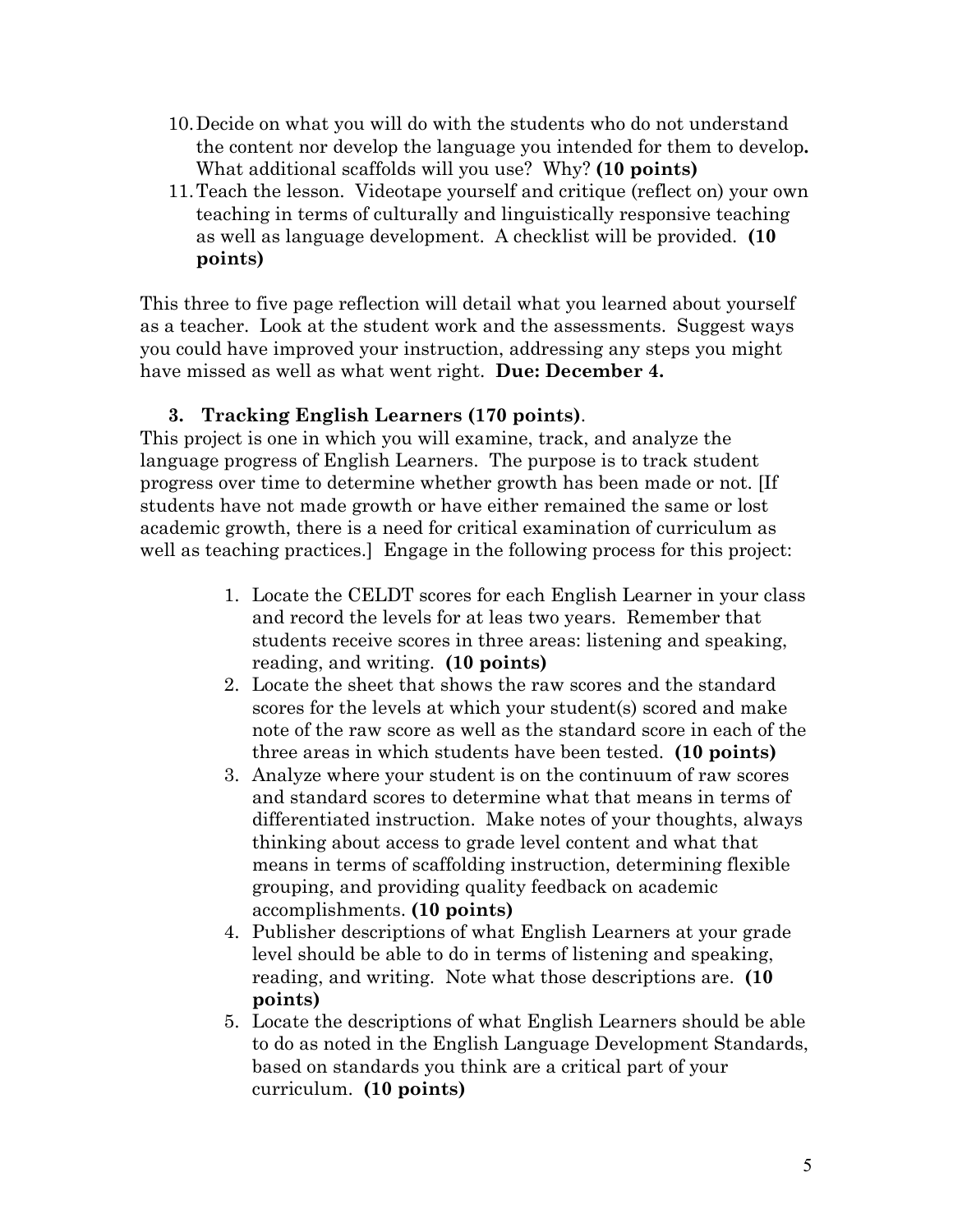10. Decide on what you will do with the students who do not understand the content nor develop the language you intended for them to develop**.** What additional scaffolds will you use? Why? **(10 points)**
11. Teach the lesson. Videotape yourself and critique (reflect on) your own teaching in terms of culturally and linguistically responsive teaching as well as language development. A checklist will be provided. **(10 points)**

This three to five page reflection will detail what you learned about yourself as a teacher. Look at the student work and the assessments. Suggest ways you could have improved your instruction, addressing any steps you might have missed as well as what went right. **Due: December 4.**

### 3. Tracking English Learners (170 points).

This project is one in which you will examine, track, and analyze the language progress of English Learners. The purpose is to track student progress over time to determine whether growth has been made or not. [If students have not made growth or have either remained the same or lost academic growth, there is a need for critical examination of curriculum as well as teaching practices.] Engage in the following process for this project:

1. Locate the CELDT scores for each English Learner in your class and record the levels for at leas two years. Remember that students receive scores in three areas: listening and speaking, reading, and writing. **(10 points)**
2. Locate the sheet that shows the raw scores and the standard scores for the levels at which your student(s) scored and make note of the raw score as well as the standard score in each of the three areas in which students have been tested. **(10 points)**
3. Analyze where your student is on the continuum of raw scores and standard scores to determine what that means in terms of differentiated instruction. Make notes of your thoughts, always thinking about access to grade level content and what that means in terms of scaffolding instruction, determining flexible grouping, and providing quality feedback on academic accomplishments. **(10 points)**
4. Publisher descriptions of what English Learners at your grade level should be able to do in terms of listening and speaking, reading, and writing. Note what those descriptions are. **(10 points)**
5. Locate the descriptions of what English Learners should be able to do as noted in the English Language Development Standards, based on standards you think are a critical part of your curriculum. **(10 points)**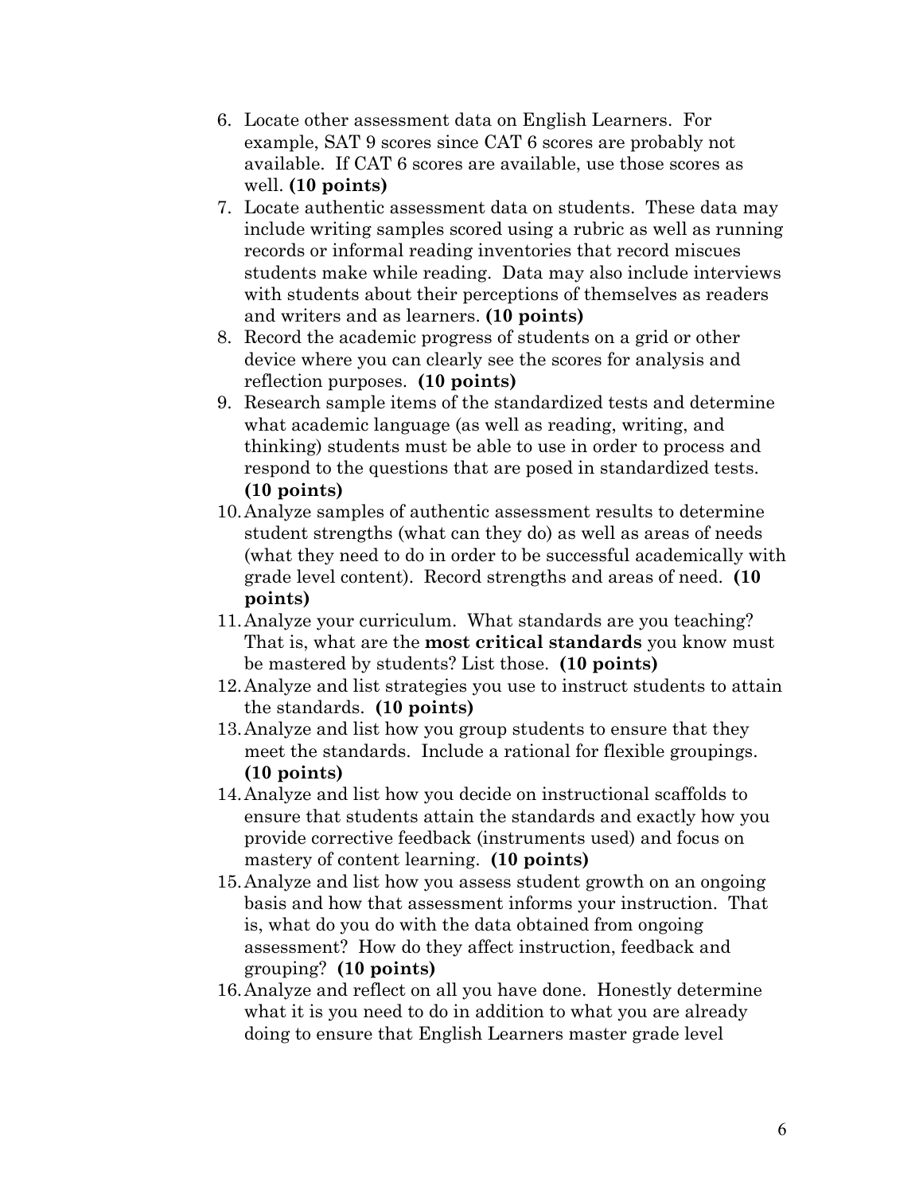6. Locate other assessment data on English Learners. For example, SAT 9 scores since CAT 6 scores are probably not available. If CAT 6 scores are available, use those scores as well. **(10 points)**
7. Locate authentic assessment data on students. These data may include writing samples scored using a rubric as well as running records or informal reading inventories that record miscues students make while reading. Data may also include interviews with students about their perceptions of themselves as readers and writers and as learners. **(10 points)**
8. Record the academic progress of students on a grid or other device where you can clearly see the scores for analysis and reflection purposes. **(10 points)**
9. Research sample items of the standardized tests and determine what academic language (as well as reading, writing, and thinking) students must be able to use in order to process and respond to the questions that are posed in standardized tests. **(10 points)**
10. Analyze samples of authentic assessment results to determine student strengths (what can they do) as well as areas of needs (what they need to do in order to be successful academically with grade level content). Record strengths and areas of need. **(10 points)**
11. Analyze your curriculum. What standards are you teaching? That is, what are the **most critical standards** you know must be mastered by students? List those. **(10 points)**
12. Analyze and list strategies you use to instruct students to attain the standards. **(10 points)**
13. Analyze and list how you group students to ensure that they meet the standards. Include a rational for flexible groupings. **(10 points)**
14. Analyze and list how you decide on instructional scaffolds to ensure that students attain the standards and exactly how you provide corrective feedback (instruments used) and focus on mastery of content learning. **(10 points)**
15. Analyze and list how you assess student growth on an ongoing basis and how that assessment informs your instruction. That is, what do you do with the data obtained from ongoing assessment? How do they affect instruction, feedback and grouping? **(10 points)**
16. Analyze and reflect on all you have done. Honestly determine what it is you need to do in addition to what you are already doing to ensure that English Learners master grade level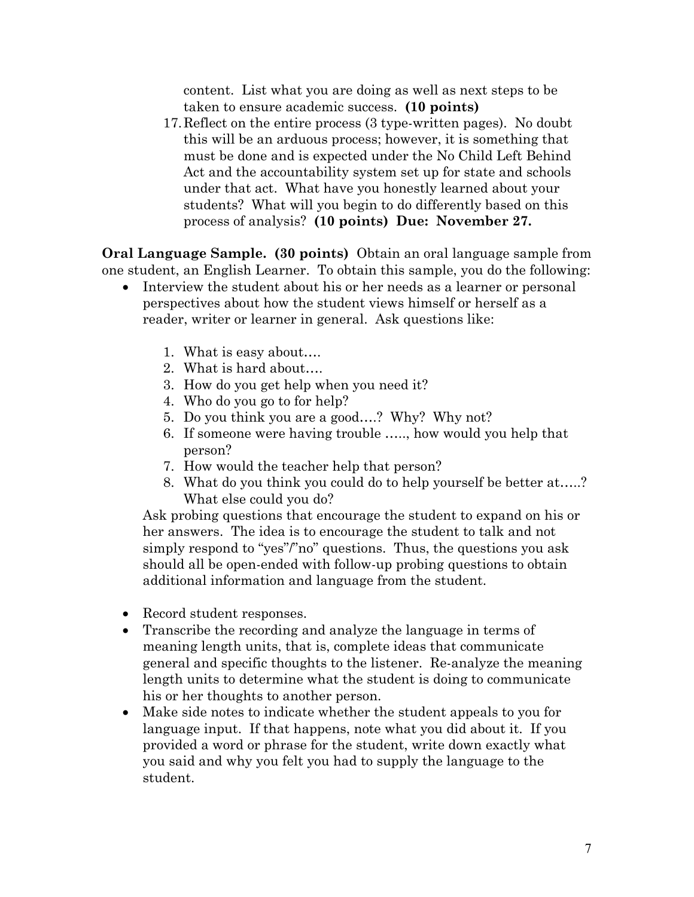content. List what you are doing as well as next steps to be taken to ensure academic success. **(10 points)**

17. Reflect on the entire process (3 type-written pages). No doubt this will be an arduous process; however, it is something that must be done and is expected under the No Child Left Behind Act and the accountability system set up for state and schools under that act. What have you honestly learned about your students? What will you begin to do differently based on this process of analysis? **(10 points) Due: November 27.**

**Oral Language Sample. (30 points)** Obtain an oral language sample from one student, an English Learner. To obtain this sample, you do the following:

- Interview the student about his or her needs as a learner or personal perspectives about how the student views himself or herself as a reader, writer or learner in general. Ask questions like:

    1. What is easy about….
    2. What is hard about….
    3. How do you get help when you need it?
    4. Who do you go to for help?
    5. Do you think you are a good….? Why? Why not?
    6. If someone were having trouble ….., how would you help that person?
    7. How would the teacher help that person?
    8. What do you think you could do to help yourself be better at…..? What else could you do?

    Ask probing questions that encourage the student to expand on his or her answers. The idea is to encourage the student to talk and not simply respond to "yes"/"no" questions. Thus, the questions you ask should all be open-ended with follow-up probing questions to obtain additional information and language from the student.

- Record student responses.
- Transcribe the recording and analyze the language in terms of meaning length units, that is, complete ideas that communicate general and specific thoughts to the listener. Re-analyze the meaning length units to determine what the student is doing to communicate his or her thoughts to another person.
- Make side notes to indicate whether the student appeals to you for language input. If that happens, note what you did about it. If you provided a word or phrase for the student, write down exactly what you said and why you felt you had to supply the language to the student.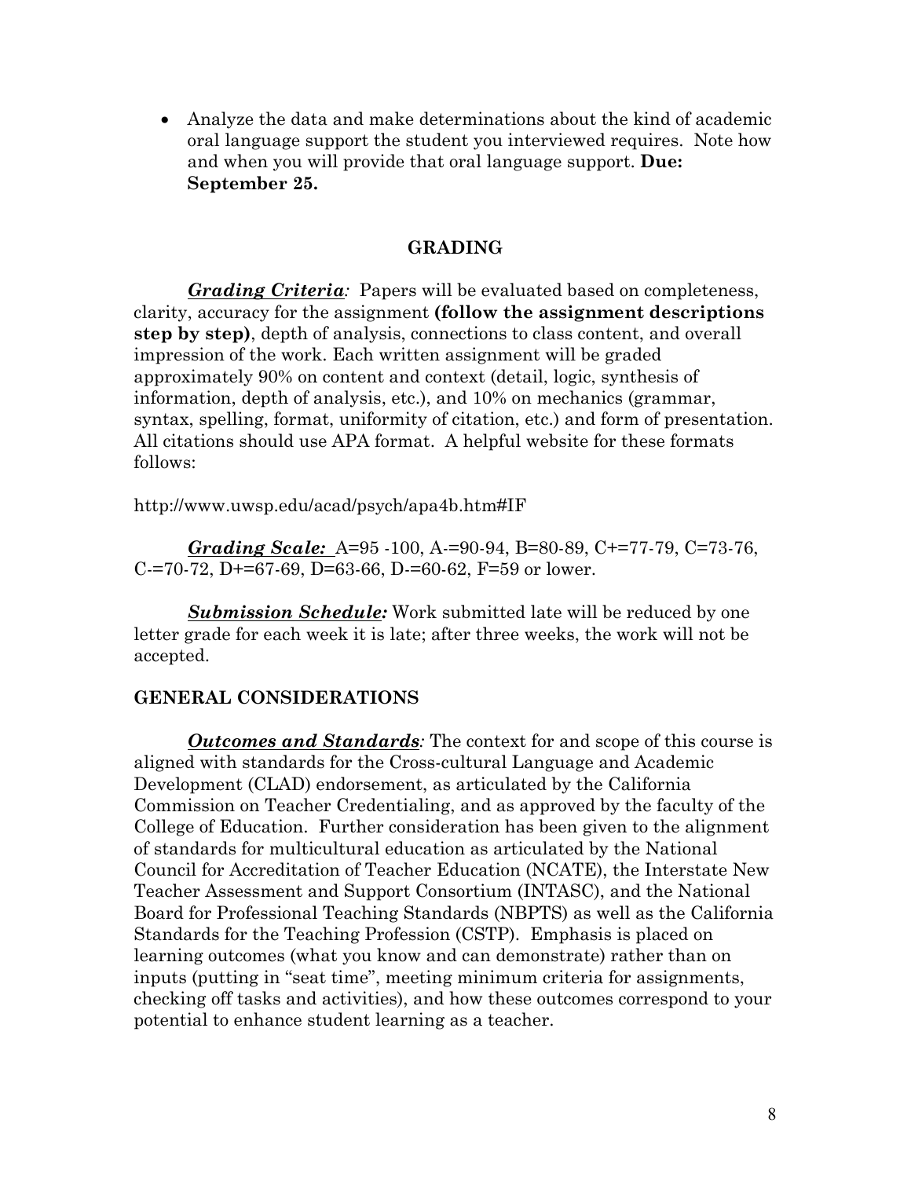- Analyze the data and make determinations about the kind of academic oral language support the student you interviewed requires. Note how and when you will provide that oral language support. **Due: September 25.**

## GRADING

***Grading Criteria****:* Papers will be evaluated based on completeness, clarity, accuracy for the assignment **(follow the assignment descriptions step by step)**, depth of analysis, connections to class content, and overall impression of the work. Each written assignment will be graded approximately 90% on content and context (detail, logic, synthesis of information, depth of analysis, etc.), and 10% on mechanics (grammar, syntax, spelling, format, uniformity of citation, etc.) and form of presentation. All citations should use APA format. A helpful website for these formats follows:

http://www.uwsp.edu/acad/psych/apa4b.htm#IF

***Grading Scale:*** A=95 -100, A-=90-94, B=80-89, C+=77-79, C=73-76, C-=70-72, D+=67-69, D=63-66, D-=60-62, F=59 or lower.

***Submission Schedule:*** Work submitted late will be reduced by one letter grade for each week it is late; after three weeks, the work will not be accepted.

## GENERAL CONSIDERATIONS

***Outcomes and Standards****:* The context for and scope of this course is aligned with standards for the Cross-cultural Language and Academic Development (CLAD) endorsement, as articulated by the California Commission on Teacher Credentialing, and as approved by the faculty of the College of Education. Further consideration has been given to the alignment of standards for multicultural education as articulated by the National Council for Accreditation of Teacher Education (NCATE), the Interstate New Teacher Assessment and Support Consortium (INTASC), and the National Board for Professional Teaching Standards (NBPTS) as well as the California Standards for the Teaching Profession (CSTP). Emphasis is placed on learning outcomes (what you know and can demonstrate) rather than on inputs (putting in "seat time", meeting minimum criteria for assignments, checking off tasks and activities), and how these outcomes correspond to your potential to enhance student learning as a teacher.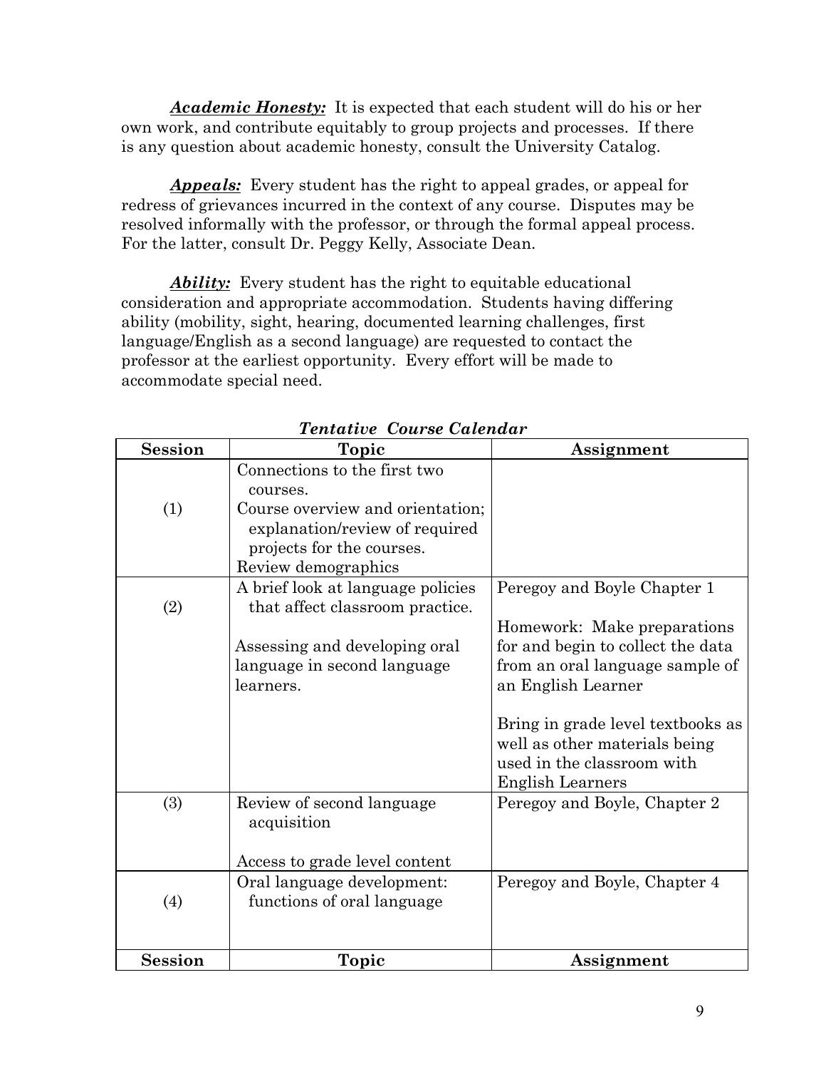***Academic Honesty:*** It is expected that each student will do his or her own work, and contribute equitably to group projects and processes. If there is any question about academic honesty, consult the University Catalog.

***Appeals:*** Every student has the right to appeal grades, or appeal for redress of grievances incurred in the context of any course. Disputes may be resolved informally with the professor, or through the formal appeal process. For the latter, consult Dr. Peggy Kelly, Associate Dean.

***Ability:*** Every student has the right to equitable educational consideration and appropriate accommodation. Students having differing ability (mobility, sight, hearing, documented learning challenges, first language/English as a second language) are requested to contact the professor at the earliest opportunity. Every effort will be made to accommodate special need.

***Tentative Course Calendar***

| Session | Topic | Assignment |
|---|---|---|
| (1) | Connections to the first two courses.<br>Course overview and orientation; explanation/review of required projects for the courses.<br>Review demographics | |
| (2) | A brief look at language policies that affect classroom practice.<br><br>Assessing and developing oral language in second language learners. | Peregoy and Boyle Chapter 1<br><br>Homework: Make preparations for and begin to collect the data from an oral language sample of an English Learner<br><br>Bring in grade level textbooks as well as other materials being used in the classroom with English Learners |
| (3) | Review of second language acquisition<br><br>Access to grade level content | Peregoy and Boyle, Chapter 2 |
| (4) | Oral language development: functions of oral language | Peregoy and Boyle, Chapter 4 |
| **Session** | **Topic** | **Assignment** |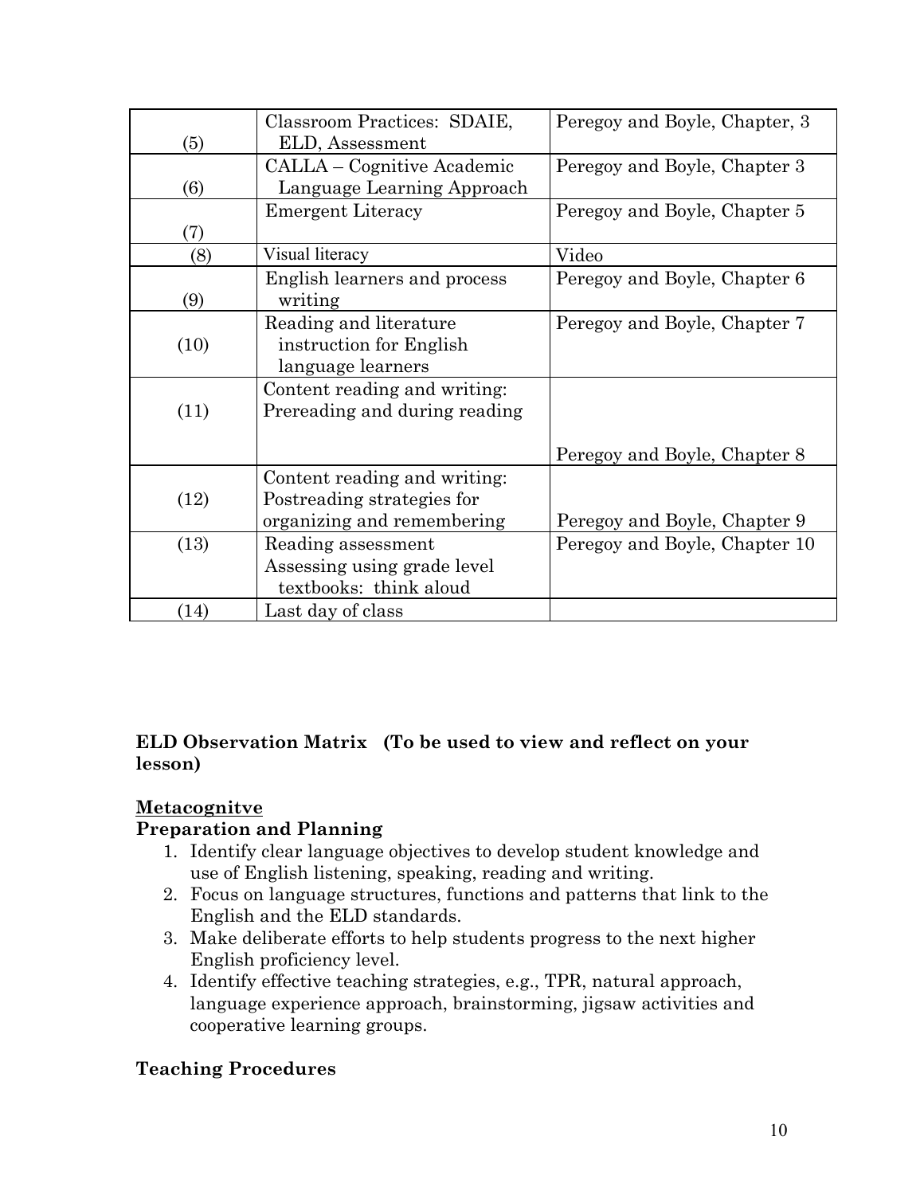| | | |
|---|---|---|
| (5) | Classroom Practices: SDAIE, ELD, Assessment | Peregoy and Boyle, Chapter, 3 |
| (6) | CALLA – Cognitive Academic Language Learning Approach | Peregoy and Boyle, Chapter 3 |
| (7) | Emergent Literacy | Peregoy and Boyle, Chapter 5 |
| (8) | Visual literacy | Video |
| (9) | English learners and process writing | Peregoy and Boyle, Chapter 6 |
| (10) | Reading and literature instruction for English language learners | Peregoy and Boyle, Chapter 7 |
| (11) | Content reading and writing: Prereading and during reading | Peregoy and Boyle, Chapter 8 |
| (12) | Content reading and writing: Postreading strategies for organizing and remembering | Peregoy and Boyle, Chapter 9 |
| (13) | Reading assessment Assessing using grade level textbooks: think aloud | Peregoy and Boyle, Chapter 10 |
| (14) | Last day of class | |

**ELD Observation Matrix (To be used to view and reflect on your lesson)**

**Metacognitve**

**Preparation and Planning**

1. Identify clear language objectives to develop student knowledge and use of English listening, speaking, reading and writing.
2. Focus on language structures, functions and patterns that link to the English and the ELD standards.
3. Make deliberate efforts to help students progress to the next higher English proficiency level.
4. Identify effective teaching strategies, e.g., TPR, natural approach, language experience approach, brainstorming, jigsaw activities and cooperative learning groups.

**Teaching Procedures**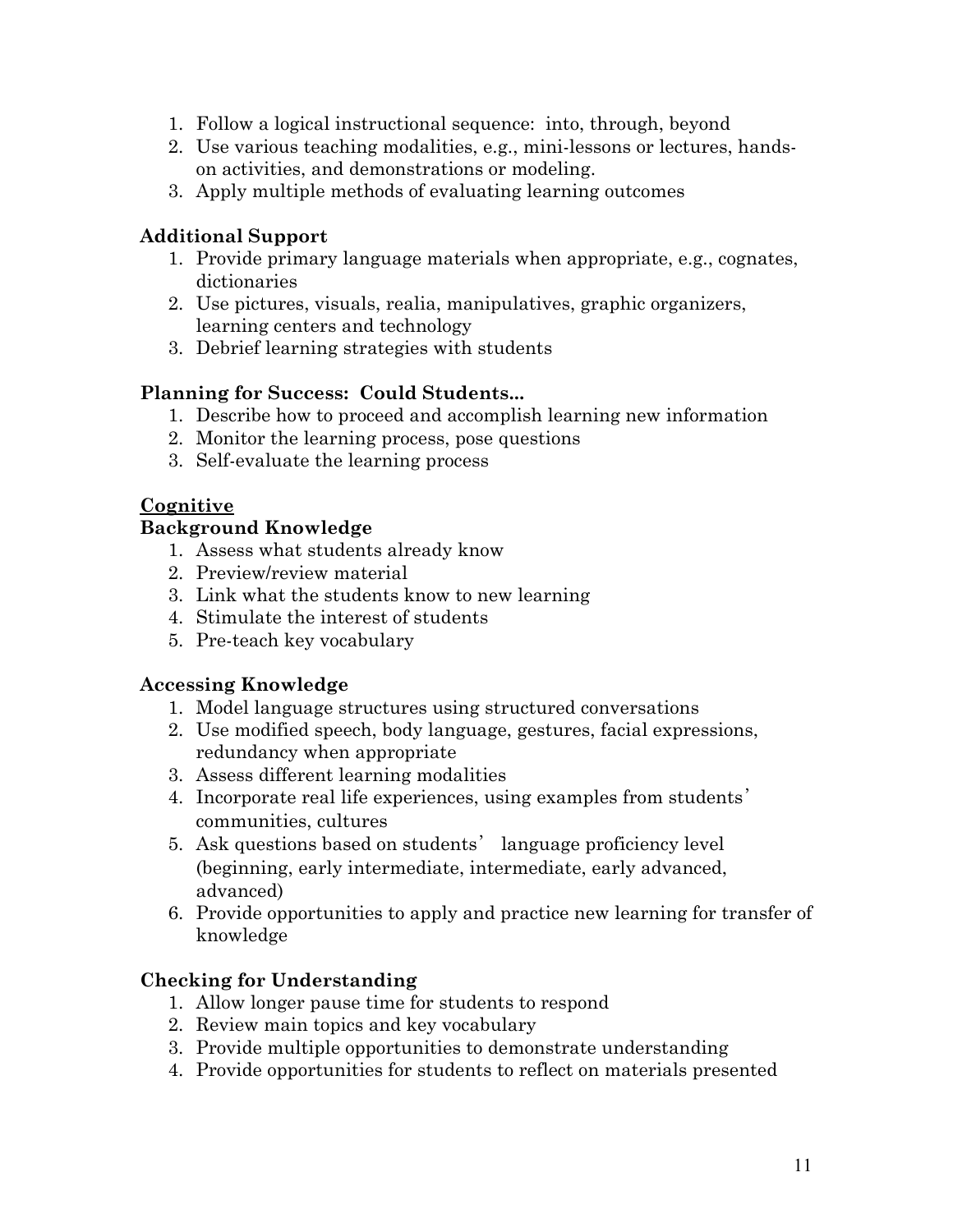1. Follow a logical instructional sequence: into, through, beyond
2. Use various teaching modalities, e.g., mini-lessons or lectures, hands-on activities, and demonstrations or modeling.
3. Apply multiple methods of evaluating learning outcomes

### Additional Support

1. Provide primary language materials when appropriate, e.g., cognates, dictionaries
2. Use pictures, visuals, realia, manipulatives, graphic organizers, learning centers and technology
3. Debrief learning strategies with students

### Planning for Success: Could Students...

1. Describe how to proceed and accomplish learning new information
2. Monitor the learning process, pose questions
3. Self-evaluate the learning process

## <u>Cognitive</u>

### Background Knowledge

1. Assess what students already know
2. Preview/review material
3. Link what the students know to new learning
4. Stimulate the interest of students
5. Pre-teach key vocabulary

### Accessing Knowledge

1. Model language structures using structured conversations
2. Use modified speech, body language, gestures, facial expressions, redundancy when appropriate
3. Assess different learning modalities
4. Incorporate real life experiences, using examples from students' communities, cultures
5. Ask questions based on students' language proficiency level (beginning, early intermediate, intermediate, early advanced, advanced)
6. Provide opportunities to apply and practice new learning for transfer of knowledge

### Checking for Understanding

1. Allow longer pause time for students to respond
2. Review main topics and key vocabulary
3. Provide multiple opportunities to demonstrate understanding
4. Provide opportunities for students to reflect on materials presented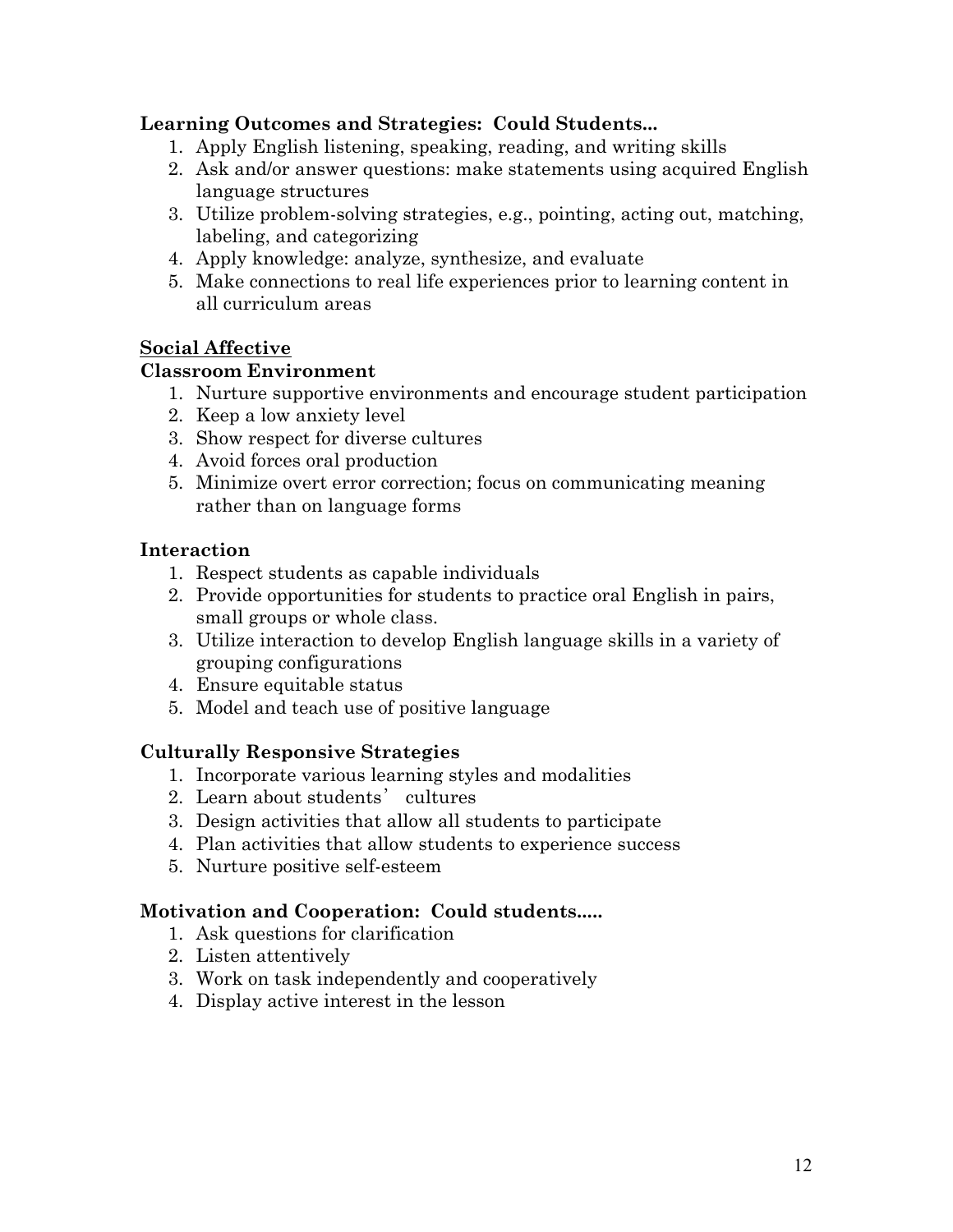**Learning Outcomes and Strategies: Could Students...**

1. Apply English listening, speaking, reading, and writing skills
2. Ask and/or answer questions: make statements using acquired English language structures
3. Utilize problem-solving strategies, e.g., pointing, acting out, matching, labeling, and categorizing
4. Apply knowledge: analyze, synthesize, and evaluate
5. Make connections to real life experiences prior to learning content in all curriculum areas

<u>**Social Affective**</u>

**Classroom Environment**

1. Nurture supportive environments and encourage student participation
2. Keep a low anxiety level
3. Show respect for diverse cultures
4. Avoid forces oral production
5. Minimize overt error correction; focus on communicating meaning rather than on language forms

**Interaction**

1. Respect students as capable individuals
2. Provide opportunities for students to practice oral English in pairs, small groups or whole class.
3. Utilize interaction to develop English language skills in a variety of grouping configurations
4. Ensure equitable status
5. Model and teach use of positive language

**Culturally Responsive Strategies**

1. Incorporate various learning styles and modalities
2. Learn about students' cultures
3. Design activities that allow all students to participate
4. Plan activities that allow students to experience success
5. Nurture positive self-esteem

**Motivation and Cooperation: Could students.....**

1. Ask questions for clarification
2. Listen attentively
3. Work on task independently and cooperatively
4. Display active interest in the lesson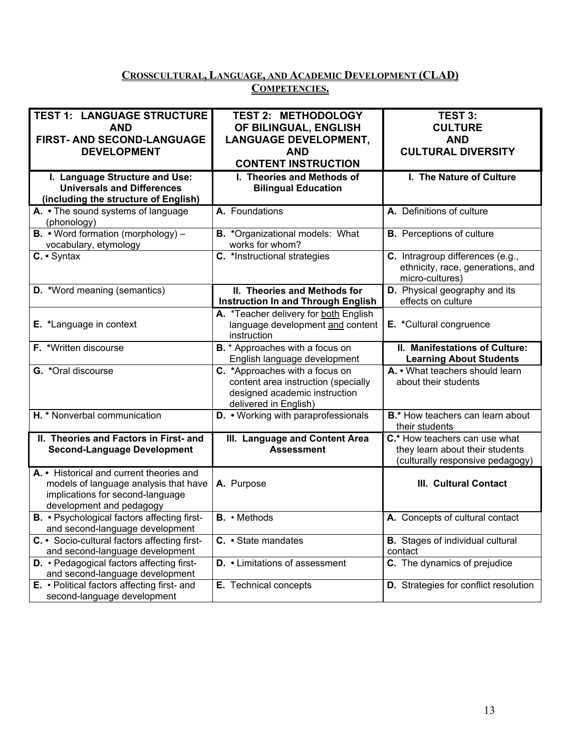## CROSSCULTURAL, LANGUAGE, AND ACADEMIC DEVELOPMENT (CLAD) COMPETENCIES.

| **TEST 1: LANGUAGE STRUCTURE AND FIRST- AND SECOND-LANGUAGE DEVELOPMENT** | **TEST 2: METHODOLOGY OF BILINGUAL, ENGLISH LANGUAGE DEVELOPMENT, AND CONTENT INSTRUCTION** | **TEST 3: CULTURE AND CULTURAL DIVERSITY** |
|---|---|---|
| **I. Language Structure and Use: Universals and Differences (including the structure of English)** | **I. Theories and Methods of Bilingual Education** | **I. The Nature of Culture** |
| **A.** • The sound systems of language (phonology) | **A.** Foundations | **A.** Definitions of culture |
| **B.** • Word formation (morphology) – vocabulary, etymology | **B.** *Organizational models: What works for whom? | **B.** Perceptions of culture |
| **C.** • Syntax | **C.** *Instructional strategies | **C.** Intragroup differences (e.g., ethnicity, race, generations, and micro-cultures) |
| **D.** *Word meaning (semantics) | **II. Theories and Methods for Instruction In and Through English** | **D.** Physical geography and its effects on culture |
| **E.** *Language in context | **A.** *Teacher delivery for both English language development and content instruction | **E.** *Cultural congruence |
| **F.** *Written discourse | **B.** * Approaches with a focus on English language development | **II. Manifestations of Culture: Learning About Students** |
| **G.** *Oral discourse | **C.** *Approaches with a focus on content area instruction (specially designed academic instruction delivered in English) | **A.** • What teachers should learn about their students |
| **H.** * Nonverbal communication | **D.** • Working with paraprofessionals | **B.*** How teachers can learn about their students |
| **II. Theories and Factors in First- and Second-Language Development** | **III. Language and Content Area Assessment** | **C.*** How teachers can use what they learn about their students (culturally responsive pedagogy) |
| **A.** • Historical and current theories and models of language analysis that have implications for second-language development and pedagogy | **A.** Purpose | **III. Cultural Contact** |
| **B.** • Psychological factors affecting first- and second-language development | **B.** • Methods | **A.** Concepts of cultural contact |
| **C.** • Socio-cultural factors affecting first- and second-language development | **C.** • State mandates | **B.** Stages of individual cultural contact |
| **D.** • Pedagogical factors affecting first- and second-language development | **D.** • Limitations of assessment | **C.** The dynamics of prejudice |
| **E.** • Political factors affecting first- and second-language development | **E.** Technical concepts | **D.** Strategies for conflict resolution |